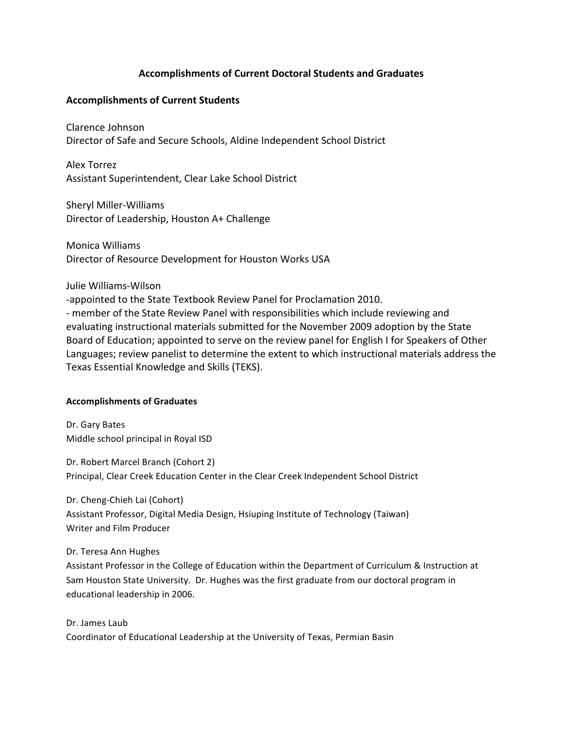# Accomplishments of Current Doctoral Students and Graduates

## Accomplishments of Current Students

Clarence Johnson
Director of Safe and Secure Schools, Aldine Independent School District

Alex Torrez
Assistant Superintendent, Clear Lake School District

Sheryl Miller-Williams
Director of Leadership, Houston A+ Challenge

Monica Williams
Director of Resource Development for Houston Works USA

Julie Williams-Wilson
-appointed to the State Textbook Review Panel for Proclamation 2010.
- member of the State Review Panel with responsibilities which include reviewing and evaluating instructional materials submitted for the November 2009 adoption by the State Board of Education; appointed to serve on the review panel for English I for Speakers of Other Languages; review panelist to determine the extent to which instructional materials address the Texas Essential Knowledge and Skills (TEKS).

### Accomplishments of Graduates

Dr. Gary Bates
Middle school principal in Royal ISD

Dr. Robert Marcel Branch (Cohort 2)
Principal, Clear Creek Education Center in the Clear Creek Independent School District

Dr. Cheng-Chieh Lai (Cohort)
Assistant Professor, Digital Media Design, Hsiuping Institute of Technology (Taiwan)
Writer and Film Producer

Dr. Teresa Ann Hughes
Assistant Professor in the College of Education within the Department of Curriculum & Instruction at Sam Houston State University. Dr. Hughes was the first graduate from our doctoral program in educational leadership in 2006.

Dr. James Laub
Coordinator of Educational Leadership at the University of Texas, Permian Basin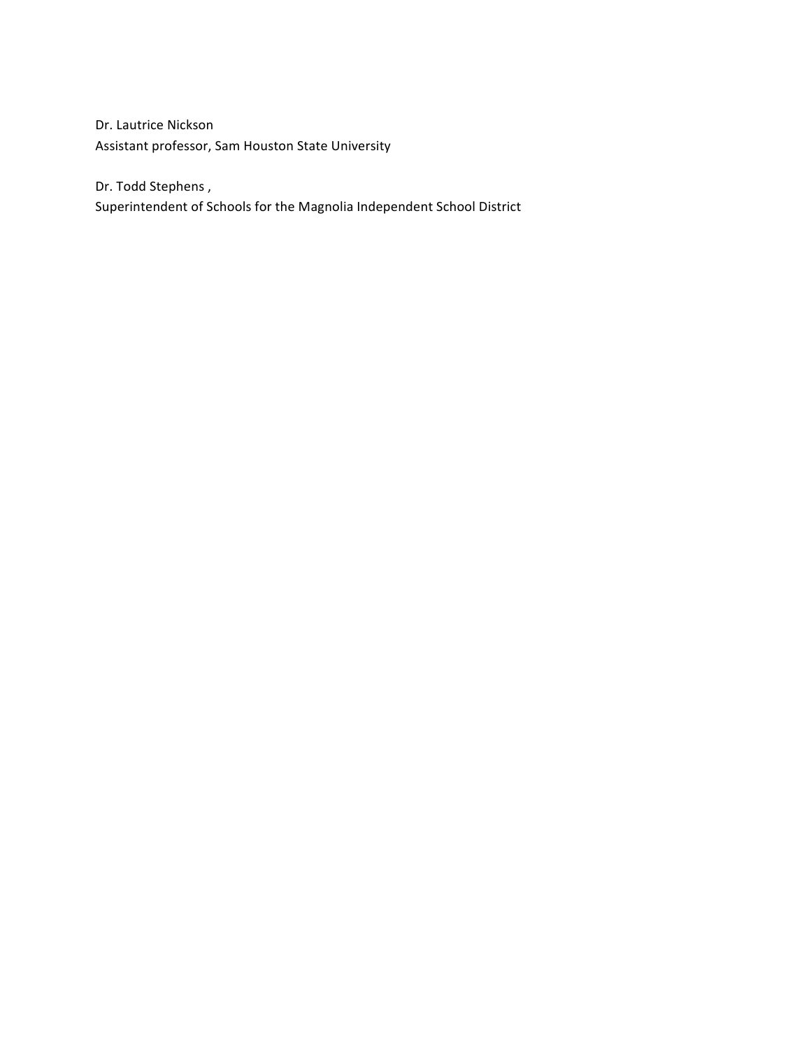Dr. Lautrice Nickson
Assistant professor, Sam Houston State University

Dr. Todd Stephens ,
Superintendent of Schools for the Magnolia Independent School District